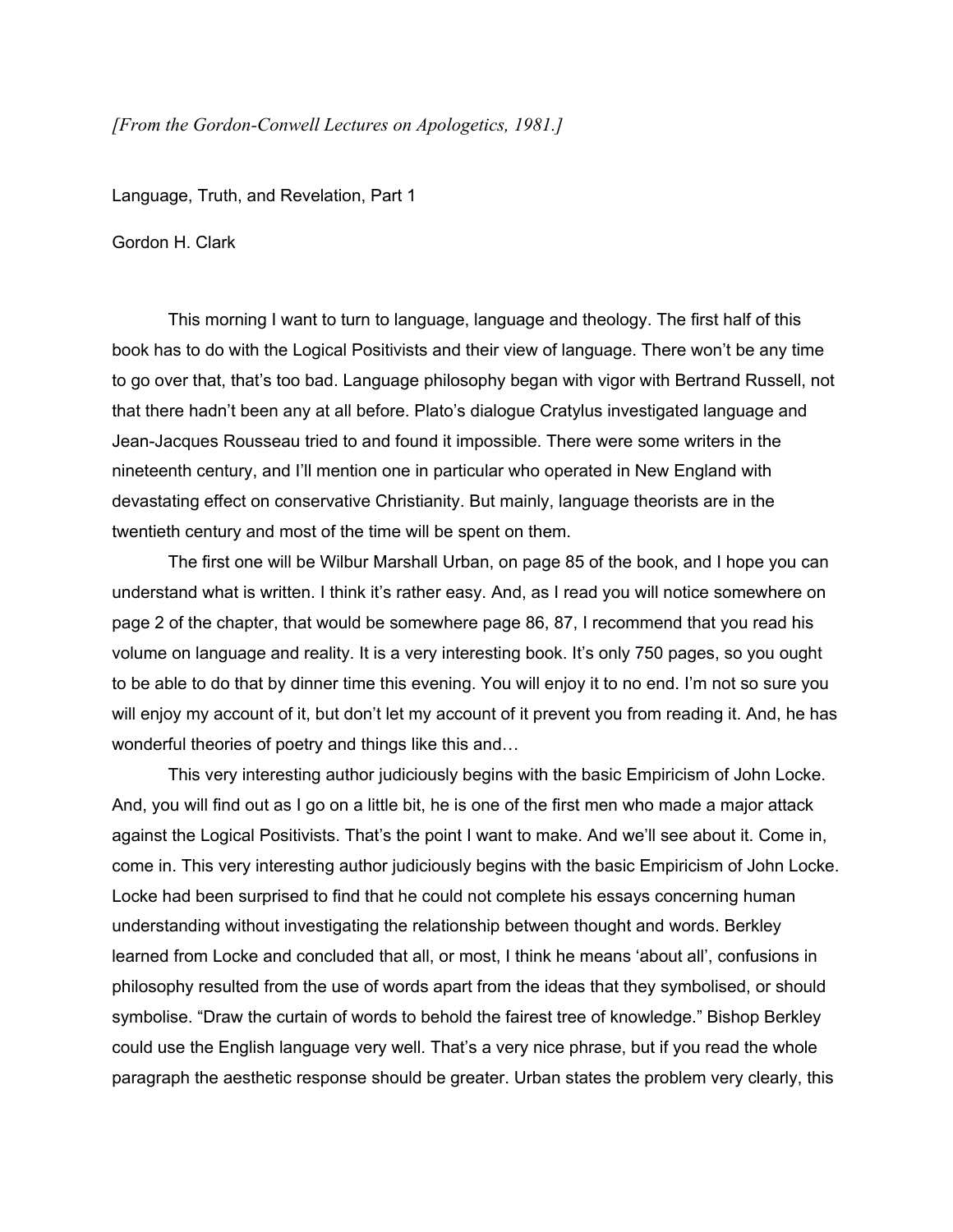*[From the Gordon-Conwell Lectures on Apologetics, 1981.]*

Language, Truth, and Revelation, Part 1

Gordon H. Clark

This morning I want to turn to language, language and theology. The first half of this book has to do with the Logical Positivists and their view of language. There won't be any time to go over that, that's too bad. Language philosophy began with vigor with Bertrand Russell, not that there hadn't been any at all before. Plato's dialogue Cratylus investigated language and Jean-Jacques Rousseau tried to and found it impossible. There were some writers in the nineteenth century, and I'll mention one in particular who operated in New England with devastating effect on conservative Christianity. But mainly, language theorists are in the twentieth century and most of the time will be spent on them.

The first one will be Wilbur Marshall Urban, on page 85 of the book, and I hope you can understand what is written. I think it's rather easy. And, as I read you will notice somewhere on page 2 of the chapter, that would be somewhere page 86, 87, I recommend that you read his volume on language and reality. It is a very interesting book. It's only 750 pages, so you ought to be able to do that by dinner time this evening. You will enjoy it to no end. I'm not so sure you will enjoy my account of it, but don't let my account of it prevent you from reading it. And, he has wonderful theories of poetry and things like this and…

This very interesting author judiciously begins with the basic Empiricism of John Locke. And, you will find out as I go on a little bit, he is one of the first men who made a major attack against the Logical Positivists. That's the point I want to make. And we'll see about it. Come in, come in. This very interesting author judiciously begins with the basic Empiricism of John Locke. Locke had been surprised to find that he could not complete his essays concerning human understanding without investigating the relationship between thought and words. Berkley learned from Locke and concluded that all, or most, I think he means 'about all', confusions in philosophy resulted from the use of words apart from the ideas that they symbolised, or should symbolise. "Draw the curtain of words to behold the fairest tree of knowledge." Bishop Berkley could use the English language very well. That's a very nice phrase, but if you read the whole paragraph the aesthetic response should be greater. Urban states the problem very clearly, this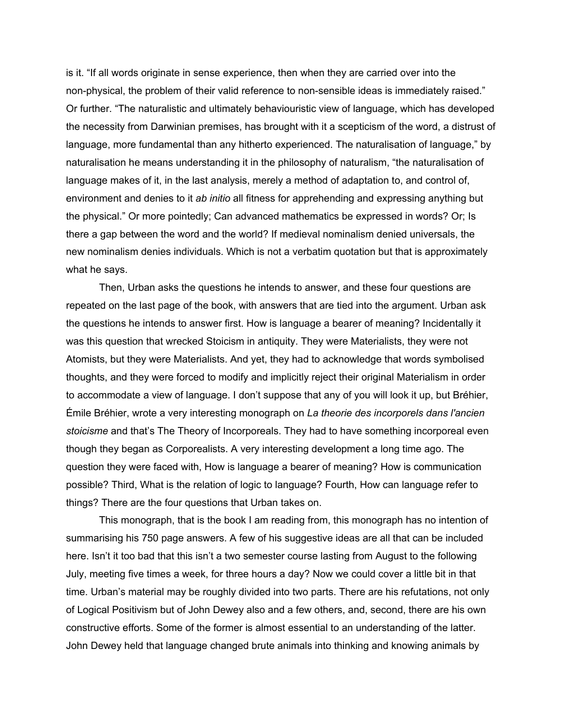is it. “If all words originate in sense experience, then when they are carried over into the non-physical, the problem of their valid reference to non-sensible ideas is immediately raised.” Or further. “The naturalistic and ultimately behaviouristic view of language, which has developed the necessity from Darwinian premises, has brought with it a scepticism of the word, a distrust of language, more fundamental than any hitherto experienced. The naturalisation of language,” by naturalisation he means understanding it in the philosophy of naturalism, “the naturalisation of language makes of it, in the last analysis, merely a method of adaptation to, and control of, environment and denies to it *ab initio* all fitness for apprehending and expressing anything but the physical.” Or more pointedly; Can advanced mathematics be expressed in words? Or; Is there a gap between the word and the world? If medieval nominalism denied universals, the new nominalism denies individuals. Which is not a verbatim quotation but that is approximately what he says.

Then, Urban asks the questions he intends to answer, and these four questions are repeated on the last page of the book, with answers that are tied into the argument. Urban ask the questions he intends to answer first. How is language a bearer of meaning? Incidentally it was this question that wrecked Stoicism in antiquity. They were Materialists, they were not Atomists, but they were Materialists. And yet, they had to acknowledge that words symbolised thoughts, and they were forced to modify and implicitly reject their original Materialism in order to accommodate a view of language. I don’t suppose that any of you will look it up, but Bréhier, Émile Bréhier, wrote a very interesting monograph on *La theorie des incorporels dans l'ancien stoicisme* and that’s The Theory of Incorporeals. They had to have something incorporeal even though they began as Corporealists. A very interesting development a long time ago. The question they were faced with, How is language a bearer of meaning? How is communication possible? Third, What is the relation of logic to language? Fourth, How can language refer to things? There are the four questions that Urban takes on.

This monograph, that is the book I am reading from, this monograph has no intention of summarising his 750 page answers. A few of his suggestive ideas are all that can be included here. Isn’t it too bad that this isn’t a two semester course lasting from August to the following July, meeting five times a week, for three hours a day? Now we could cover a little bit in that time. Urban’s material may be roughly divided into two parts. There are his refutations, not only of Logical Positivism but of John Dewey also and a few others, and, second, there are his own constructive efforts. Some of the former is almost essential to an understanding of the latter. John Dewey held that language changed brute animals into thinking and knowing animals by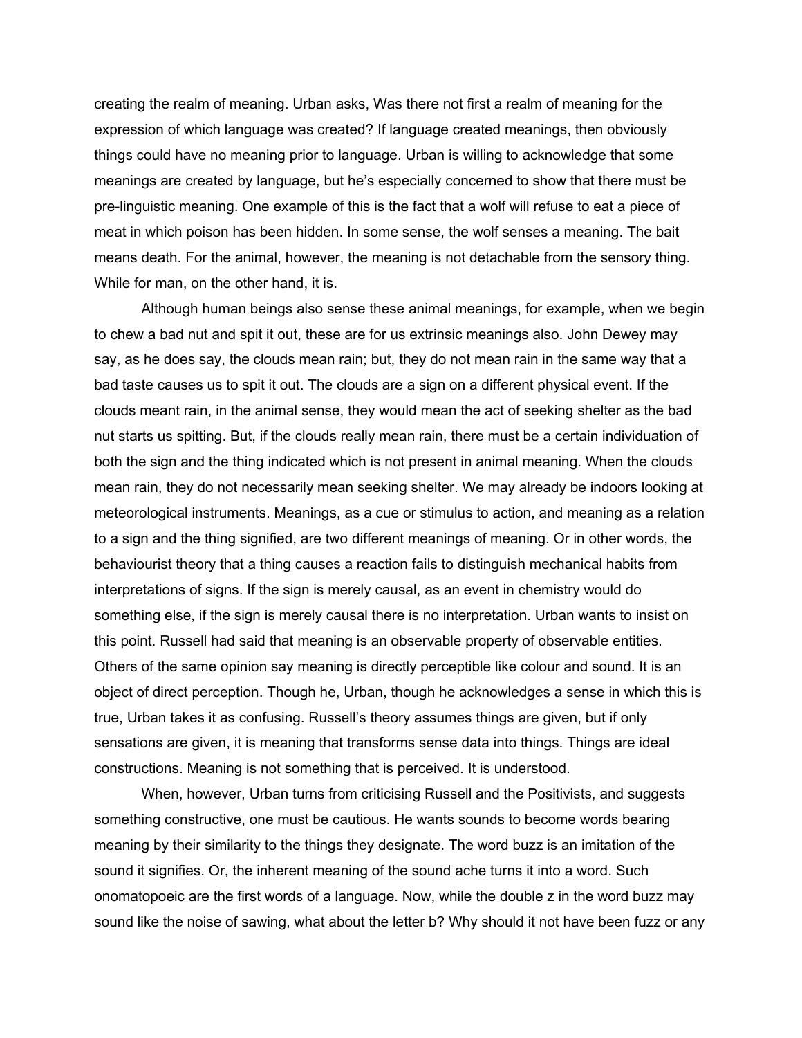creating the realm of meaning. Urban asks, Was there not first a realm of meaning for the expression of which language was created? If language created meanings, then obviously things could have no meaning prior to language. Urban is willing to acknowledge that some meanings are created by language, but he's especially concerned to show that there must be pre-linguistic meaning. One example of this is the fact that a wolf will refuse to eat a piece of meat in which poison has been hidden. In some sense, the wolf senses a meaning. The bait means death. For the animal, however, the meaning is not detachable from the sensory thing. While for man, on the other hand, it is.

Although human beings also sense these animal meanings, for example, when we begin to chew a bad nut and spit it out, these are for us extrinsic meanings also. John Dewey may say, as he does say, the clouds mean rain; but, they do not mean rain in the same way that a bad taste causes us to spit it out. The clouds are a sign on a different physical event. If the clouds meant rain, in the animal sense, they would mean the act of seeking shelter as the bad nut starts us spitting. But, if the clouds really mean rain, there must be a certain individuation of both the sign and the thing indicated which is not present in animal meaning. When the clouds mean rain, they do not necessarily mean seeking shelter. We may already be indoors looking at meteorological instruments. Meanings, as a cue or stimulus to action, and meaning as a relation to a sign and the thing signified, are two different meanings of meaning. Or in other words, the behaviourist theory that a thing causes a reaction fails to distinguish mechanical habits from interpretations of signs. If the sign is merely causal, as an event in chemistry would do something else, if the sign is merely causal there is no interpretation. Urban wants to insist on this point. Russell had said that meaning is an observable property of observable entities. Others of the same opinion say meaning is directly perceptible like colour and sound. It is an object of direct perception. Though he, Urban, though he acknowledges a sense in which this is true, Urban takes it as confusing. Russell's theory assumes things are given, but if only sensations are given, it is meaning that transforms sense data into things. Things are ideal constructions. Meaning is not something that is perceived. It is understood.

When, however, Urban turns from criticising Russell and the Positivists, and suggests something constructive, one must be cautious. He wants sounds to become words bearing meaning by their similarity to the things they designate. The word buzz is an imitation of the sound it signifies. Or, the inherent meaning of the sound ache turns it into a word. Such onomatopoeic are the first words of a language. Now, while the double z in the word buzz may sound like the noise of sawing, what about the letter b? Why should it not have been fuzz or any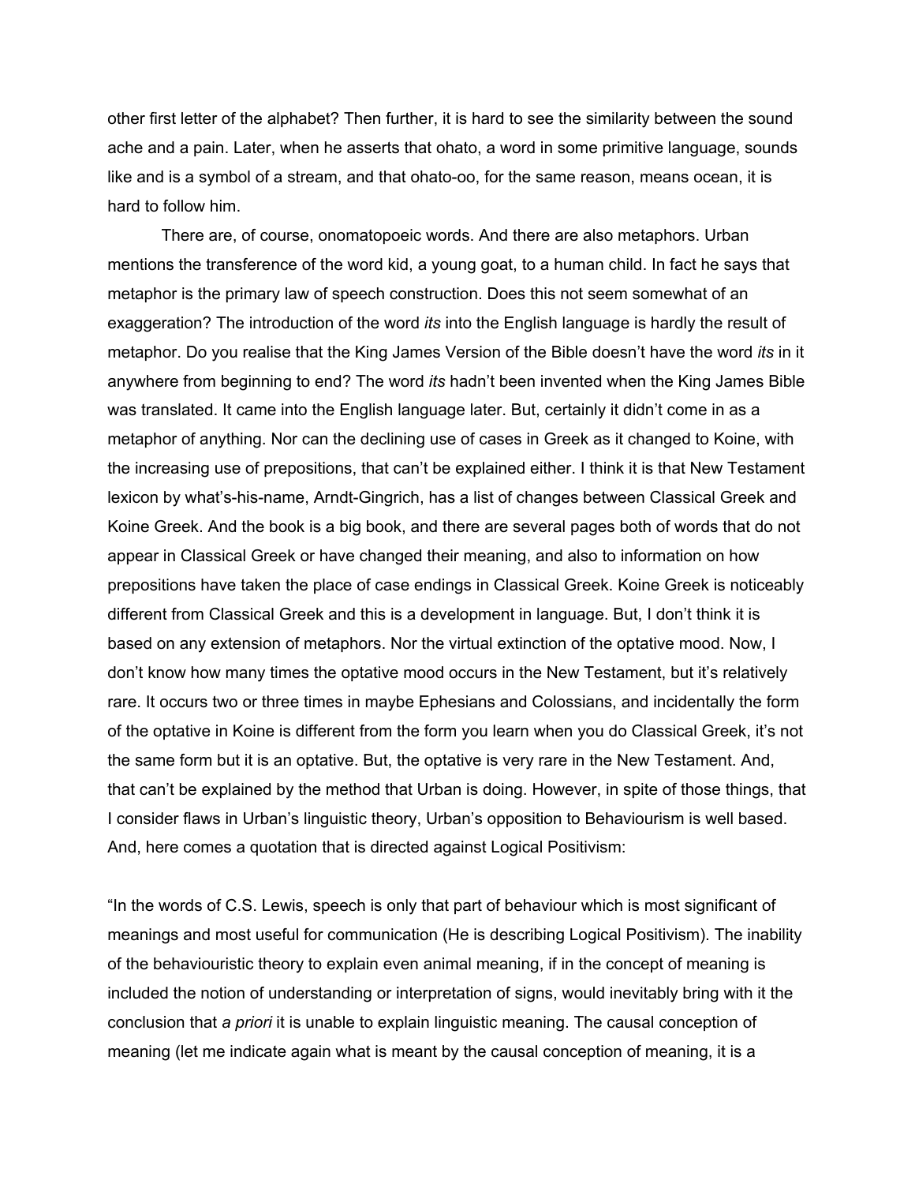other first letter of the alphabet? Then further, it is hard to see the similarity between the sound ache and a pain. Later, when he asserts that ohato, a word in some primitive language, sounds like and is a symbol of a stream, and that ohato-oo, for the same reason, means ocean, it is hard to follow him.

There are, of course, onomatopoeic words. And there are also metaphors. Urban mentions the transference of the word kid, a young goat, to a human child. In fact he says that metaphor is the primary law of speech construction. Does this not seem somewhat of an exaggeration? The introduction of the word *its* into the English language is hardly the result of metaphor. Do you realise that the King James Version of the Bible doesn't have the word *its* in it anywhere from beginning to end? The word *its* hadn't been invented when the King James Bible was translated. It came into the English language later. But, certainly it didn't come in as a metaphor of anything. Nor can the declining use of cases in Greek as it changed to Koine, with the increasing use of prepositions, that can't be explained either. I think it is that New Testament lexicon by what's-his-name, Arndt-Gingrich, has a list of changes between Classical Greek and Koine Greek. And the book is a big book, and there are several pages both of words that do not appear in Classical Greek or have changed their meaning, and also to information on how prepositions have taken the place of case endings in Classical Greek. Koine Greek is noticeably different from Classical Greek and this is a development in language. But, I don't think it is based on any extension of metaphors. Nor the virtual extinction of the optative mood. Now, I don't know how many times the optative mood occurs in the New Testament, but it's relatively rare. It occurs two or three times in maybe Ephesians and Colossians, and incidentally the form of the optative in Koine is different from the form you learn when you do Classical Greek, it's not the same form but it is an optative. But, the optative is very rare in the New Testament. And, that can't be explained by the method that Urban is doing. However, in spite of those things, that I consider flaws in Urban's linguistic theory, Urban's opposition to Behaviourism is well based. And, here comes a quotation that is directed against Logical Positivism:

"In the words of C.S. Lewis, speech is only that part of behaviour which is most significant of meanings and most useful for communication (He is describing Logical Positivism). The inability of the behaviouristic theory to explain even animal meaning, if in the concept of meaning is included the notion of understanding or interpretation of signs, would inevitably bring with it the conclusion that *a priori* it is unable to explain linguistic meaning. The causal conception of meaning (let me indicate again what is meant by the causal conception of meaning, it is a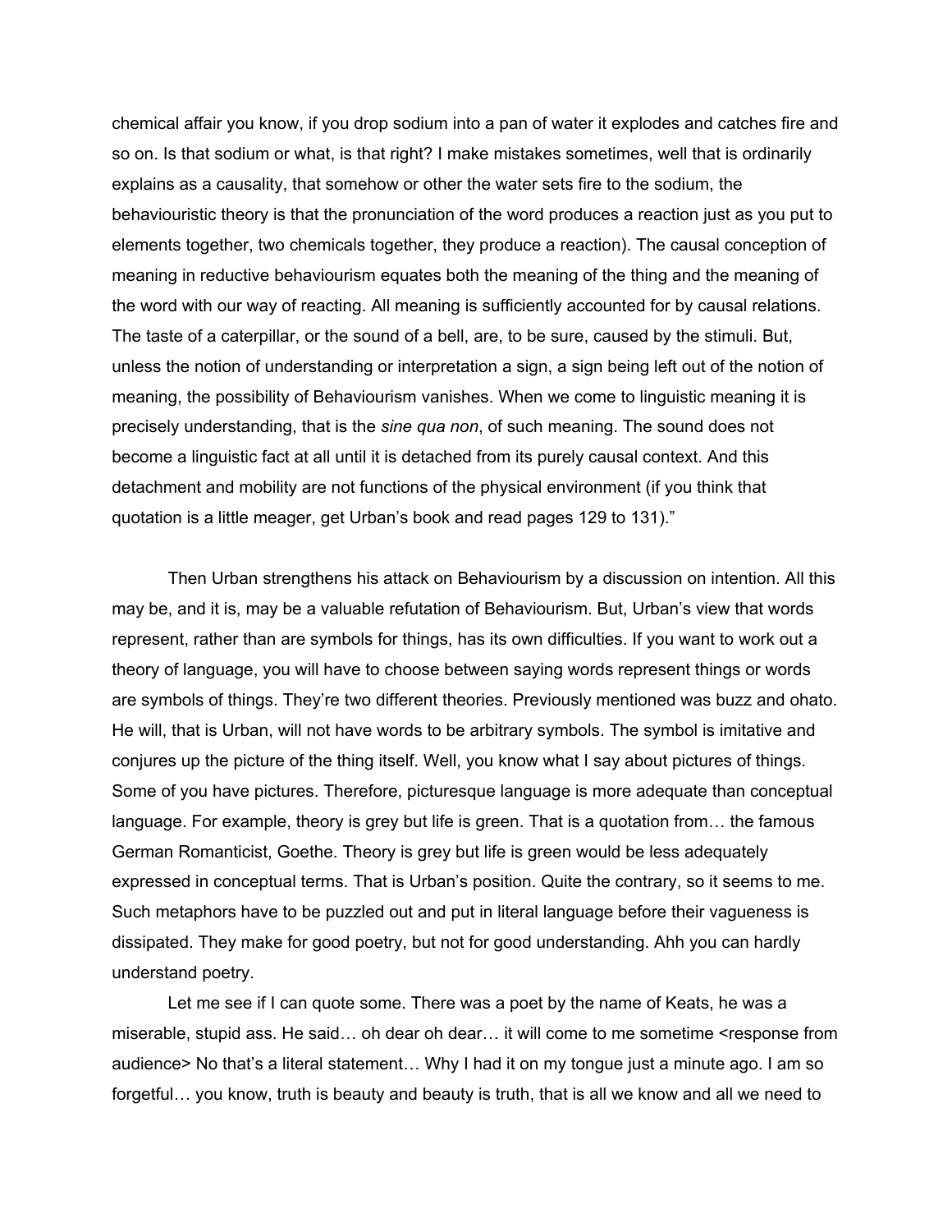chemical affair you know, if you drop sodium into a pan of water it explodes and catches fire and so on. Is that sodium or what, is that right? I make mistakes sometimes, well that is ordinarily explains as a causality, that somehow or other the water sets fire to the sodium, the behaviouristic theory is that the pronunciation of the word produces a reaction just as you put to elements together, two chemicals together, they produce a reaction). The causal conception of meaning in reductive behaviourism equates both the meaning of the thing and the meaning of the word with our way of reacting. All meaning is sufficiently accounted for by causal relations. The taste of a caterpillar, or the sound of a bell, are, to be sure, caused by the stimuli. But, unless the notion of understanding or interpretation a sign, a sign being left out of the notion of meaning, the possibility of Behaviourism vanishes. When we come to linguistic meaning it is precisely understanding, that is the *sine qua non*, of such meaning. The sound does not become a linguistic fact at all until it is detached from its purely causal context. And this detachment and mobility are not functions of the physical environment (if you think that quotation is a little meager, get Urban's book and read pages 129 to 131)."

Then Urban strengthens his attack on Behaviourism by a discussion on intention. All this may be, and it is, may be a valuable refutation of Behaviourism. But, Urban's view that words represent, rather than are symbols for things, has its own difficulties. If you want to work out a theory of language, you will have to choose between saying words represent things or words are symbols of things. They're two different theories. Previously mentioned was buzz and ohato. He will, that is Urban, will not have words to be arbitrary symbols. The symbol is imitative and conjures up the picture of the thing itself. Well, you know what I say about pictures of things. Some of you have pictures. Therefore, picturesque language is more adequate than conceptual language. For example, theory is grey but life is green. That is a quotation from… the famous German Romanticist, Goethe. Theory is grey but life is green would be less adequately expressed in conceptual terms. That is Urban's position. Quite the contrary, so it seems to me. Such metaphors have to be puzzled out and put in literal language before their vagueness is dissipated. They make for good poetry, but not for good understanding. Ahh you can hardly understand poetry.

Let me see if I can quote some. There was a poet by the name of Keats, he was a miserable, stupid ass. He said… oh dear oh dear… it will come to me sometime <response from audience> No that's a literal statement… Why I had it on my tongue just a minute ago. I am so forgetful… you know, truth is beauty and beauty is truth, that is all we know and all we need to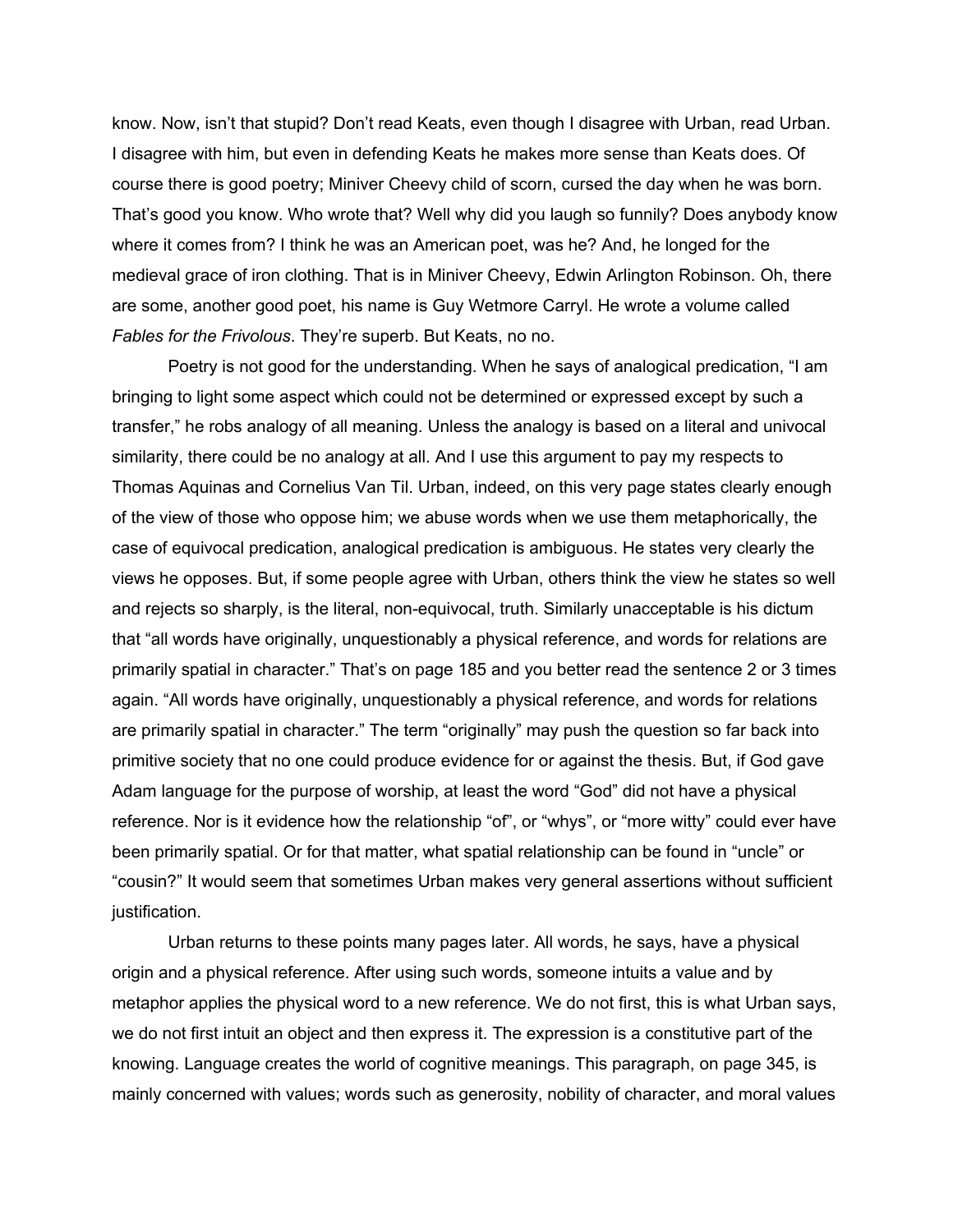know. Now, isn't that stupid? Don't read Keats, even though I disagree with Urban, read Urban. I disagree with him, but even in defending Keats he makes more sense than Keats does. Of course there is good poetry; Miniver Cheevy child of scorn, cursed the day when he was born. That's good you know. Who wrote that? Well why did you laugh so funnily? Does anybody know where it comes from? I think he was an American poet, was he? And, he longed for the medieval grace of iron clothing. That is in Miniver Cheevy, Edwin Arlington Robinson. Oh, there are some, another good poet, his name is Guy Wetmore Carryl. He wrote a volume called *Fables for the Frivolous*. They're superb. But Keats, no no.

Poetry is not good for the understanding. When he says of analogical predication, "I am bringing to light some aspect which could not be determined or expressed except by such a transfer," he robs analogy of all meaning. Unless the analogy is based on a literal and univocal similarity, there could be no analogy at all. And I use this argument to pay my respects to Thomas Aquinas and Cornelius Van Til. Urban, indeed, on this very page states clearly enough of the view of those who oppose him; we abuse words when we use them metaphorically, the case of equivocal predication, analogical predication is ambiguous. He states very clearly the views he opposes. But, if some people agree with Urban, others think the view he states so well and rejects so sharply, is the literal, non-equivocal, truth. Similarly unacceptable is his dictum that "all words have originally, unquestionably a physical reference, and words for relations are primarily spatial in character." That's on page 185 and you better read the sentence 2 or 3 times again. "All words have originally, unquestionably a physical reference, and words for relations are primarily spatial in character." The term "originally" may push the question so far back into primitive society that no one could produce evidence for or against the thesis. But, if God gave Adam language for the purpose of worship, at least the word "God" did not have a physical reference. Nor is it evidence how the relationship "of", or "whys", or "more witty" could ever have been primarily spatial. Or for that matter, what spatial relationship can be found in "uncle" or "cousin?" It would seem that sometimes Urban makes very general assertions without sufficient justification.

Urban returns to these points many pages later. All words, he says, have a physical origin and a physical reference. After using such words, someone intuits a value and by metaphor applies the physical word to a new reference. We do not first, this is what Urban says, we do not first intuit an object and then express it. The expression is a constitutive part of the knowing. Language creates the world of cognitive meanings. This paragraph, on page 345, is mainly concerned with values; words such as generosity, nobility of character, and moral values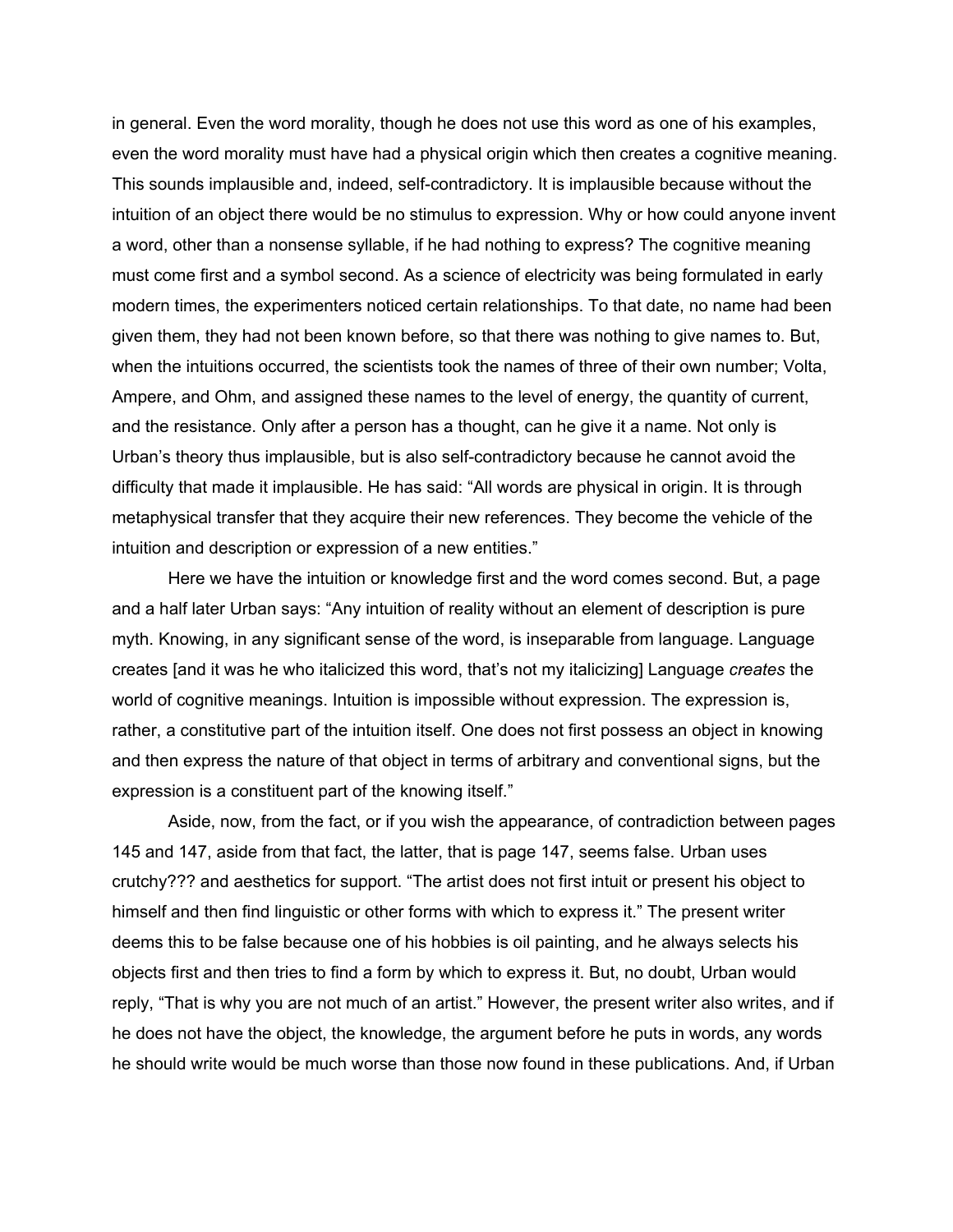in general. Even the word morality, though he does not use this word as one of his examples, even the word morality must have had a physical origin which then creates a cognitive meaning. This sounds implausible and, indeed, self-contradictory. It is implausible because without the intuition of an object there would be no stimulus to expression. Why or how could anyone invent a word, other than a nonsense syllable, if he had nothing to express? The cognitive meaning must come first and a symbol second. As a science of electricity was being formulated in early modern times, the experimenters noticed certain relationships. To that date, no name had been given them, they had not been known before, so that there was nothing to give names to. But, when the intuitions occurred, the scientists took the names of three of their own number; Volta, Ampere, and Ohm, and assigned these names to the level of energy, the quantity of current, and the resistance. Only after a person has a thought, can he give it a name. Not only is Urban's theory thus implausible, but is also self-contradictory because he cannot avoid the difficulty that made it implausible. He has said: "All words are physical in origin. It is through metaphysical transfer that they acquire their new references. They become the vehicle of the intuition and description or expression of a new entities."

Here we have the intuition or knowledge first and the word comes second. But, a page and a half later Urban says: "Any intuition of reality without an element of description is pure myth. Knowing, in any significant sense of the word, is inseparable from language. Language creates [and it was he who italicized this word, that's not my italicizing] Language *creates* the world of cognitive meanings. Intuition is impossible without expression. The expression is, rather, a constitutive part of the intuition itself. One does not first possess an object in knowing and then express the nature of that object in terms of arbitrary and conventional signs, but the expression is a constituent part of the knowing itself."

Aside, now, from the fact, or if you wish the appearance, of contradiction between pages 145 and 147, aside from that fact, the latter, that is page 147, seems false. Urban uses crutchy??? and aesthetics for support. "The artist does not first intuit or present his object to himself and then find linguistic or other forms with which to express it." The present writer deems this to be false because one of his hobbies is oil painting, and he always selects his objects first and then tries to find a form by which to express it. But, no doubt, Urban would reply, "That is why you are not much of an artist." However, the present writer also writes, and if he does not have the object, the knowledge, the argument before he puts in words, any words he should write would be much worse than those now found in these publications. And, if Urban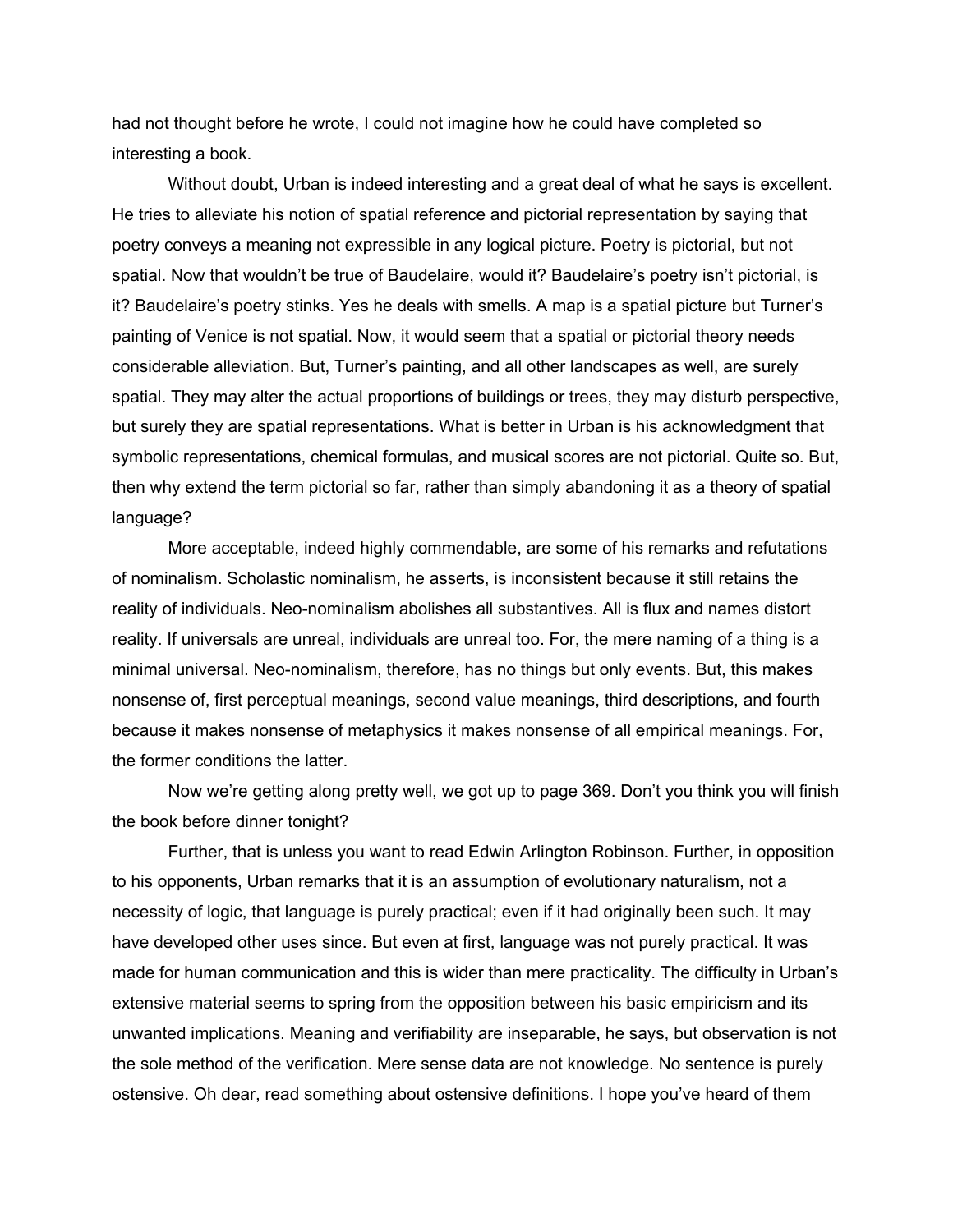had not thought before he wrote, I could not imagine how he could have completed so interesting a book.

Without doubt, Urban is indeed interesting and a great deal of what he says is excellent. He tries to alleviate his notion of spatial reference and pictorial representation by saying that poetry conveys a meaning not expressible in any logical picture. Poetry is pictorial, but not spatial. Now that wouldn't be true of Baudelaire, would it? Baudelaire's poetry isn't pictorial, is it? Baudelaire's poetry stinks. Yes he deals with smells. A map is a spatial picture but Turner's painting of Venice is not spatial. Now, it would seem that a spatial or pictorial theory needs considerable alleviation. But, Turner's painting, and all other landscapes as well, are surely spatial. They may alter the actual proportions of buildings or trees, they may disturb perspective, but surely they are spatial representations. What is better in Urban is his acknowledgment that symbolic representations, chemical formulas, and musical scores are not pictorial. Quite so. But, then why extend the term pictorial so far, rather than simply abandoning it as a theory of spatial language?

More acceptable, indeed highly commendable, are some of his remarks and refutations of nominalism. Scholastic nominalism, he asserts, is inconsistent because it still retains the reality of individuals. Neo-nominalism abolishes all substantives. All is flux and names distort reality. If universals are unreal, individuals are unreal too. For, the mere naming of a thing is a minimal universal. Neo-nominalism, therefore, has no things but only events. But, this makes nonsense of, first perceptual meanings, second value meanings, third descriptions, and fourth because it makes nonsense of metaphysics it makes nonsense of all empirical meanings. For, the former conditions the latter.

Now we're getting along pretty well, we got up to page 369. Don't you think you will finish the book before dinner tonight?

Further, that is unless you want to read Edwin Arlington Robinson. Further, in opposition to his opponents, Urban remarks that it is an assumption of evolutionary naturalism, not a necessity of logic, that language is purely practical; even if it had originally been such. It may have developed other uses since. But even at first, language was not purely practical. It was made for human communication and this is wider than mere practicality. The difficulty in Urban's extensive material seems to spring from the opposition between his basic empiricism and its unwanted implications. Meaning and verifiability are inseparable, he says, but observation is not the sole method of the verification. Mere sense data are not knowledge. No sentence is purely ostensive. Oh dear, read something about ostensive definitions. I hope you've heard of them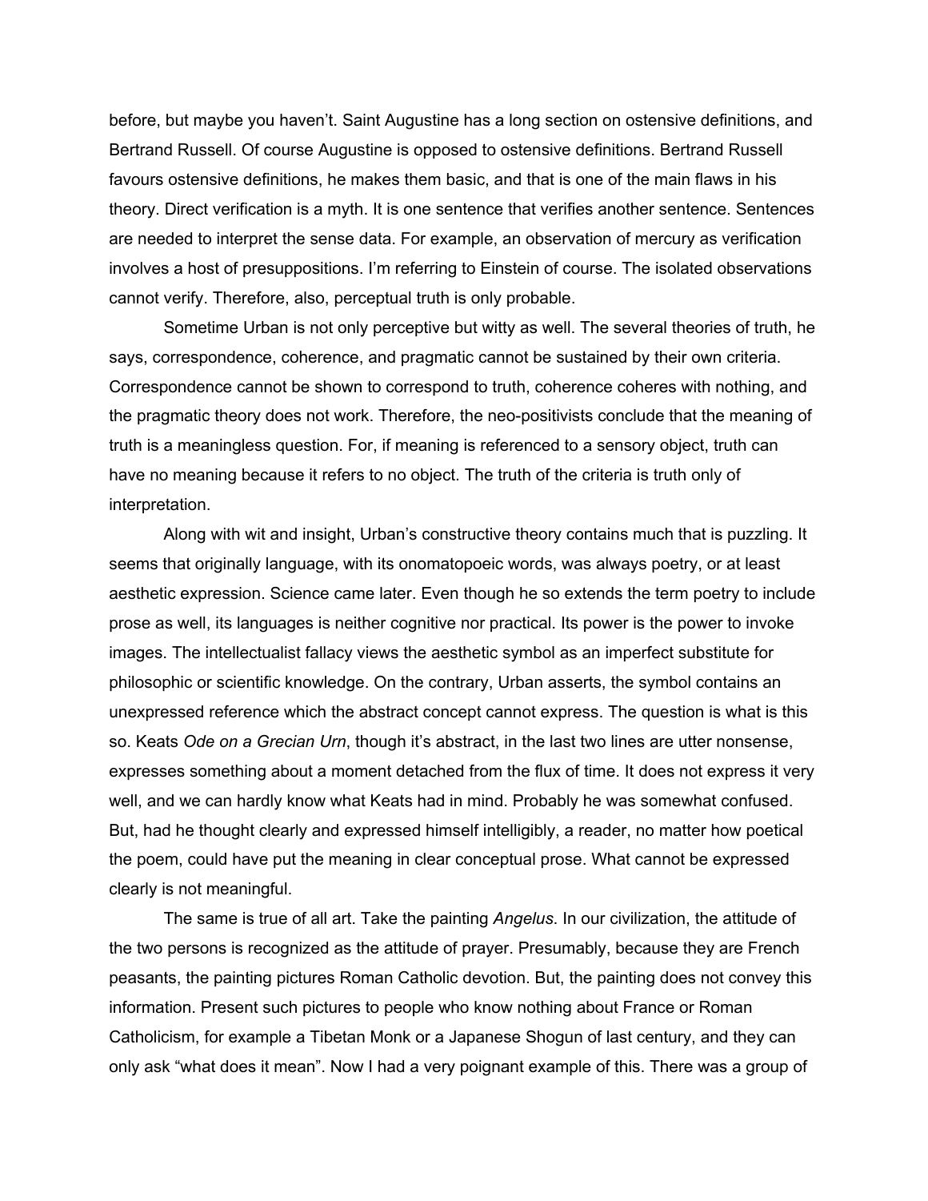before, but maybe you haven't. Saint Augustine has a long section on ostensive definitions, and Bertrand Russell. Of course Augustine is opposed to ostensive definitions. Bertrand Russell favours ostensive definitions, he makes them basic, and that is one of the main flaws in his theory. Direct verification is a myth. It is one sentence that verifies another sentence. Sentences are needed to interpret the sense data. For example, an observation of mercury as verification involves a host of presuppositions. I'm referring to Einstein of course. The isolated observations cannot verify. Therefore, also, perceptual truth is only probable.

Sometime Urban is not only perceptive but witty as well. The several theories of truth, he says, correspondence, coherence, and pragmatic cannot be sustained by their own criteria. Correspondence cannot be shown to correspond to truth, coherence coheres with nothing, and the pragmatic theory does not work. Therefore, the neo-positivists conclude that the meaning of truth is a meaningless question. For, if meaning is referenced to a sensory object, truth can have no meaning because it refers to no object. The truth of the criteria is truth only of interpretation.

Along with wit and insight, Urban's constructive theory contains much that is puzzling. It seems that originally language, with its onomatopoeic words, was always poetry, or at least aesthetic expression. Science came later. Even though he so extends the term poetry to include prose as well, its languages is neither cognitive nor practical. Its power is the power to invoke images. The intellectualist fallacy views the aesthetic symbol as an imperfect substitute for philosophic or scientific knowledge. On the contrary, Urban asserts, the symbol contains an unexpressed reference which the abstract concept cannot express. The question is what is this so. Keats *Ode on a Grecian Urn*, though it's abstract, in the last two lines are utter nonsense, expresses something about a moment detached from the flux of time. It does not express it very well, and we can hardly know what Keats had in mind. Probably he was somewhat confused. But, had he thought clearly and expressed himself intelligibly, a reader, no matter how poetical the poem, could have put the meaning in clear conceptual prose. What cannot be expressed clearly is not meaningful.

The same is true of all art. Take the painting *Angelus*. In our civilization, the attitude of the two persons is recognized as the attitude of prayer. Presumably, because they are French peasants, the painting pictures Roman Catholic devotion. But, the painting does not convey this information. Present such pictures to people who know nothing about France or Roman Catholicism, for example a Tibetan Monk or a Japanese Shogun of last century, and they can only ask "what does it mean". Now I had a very poignant example of this. There was a group of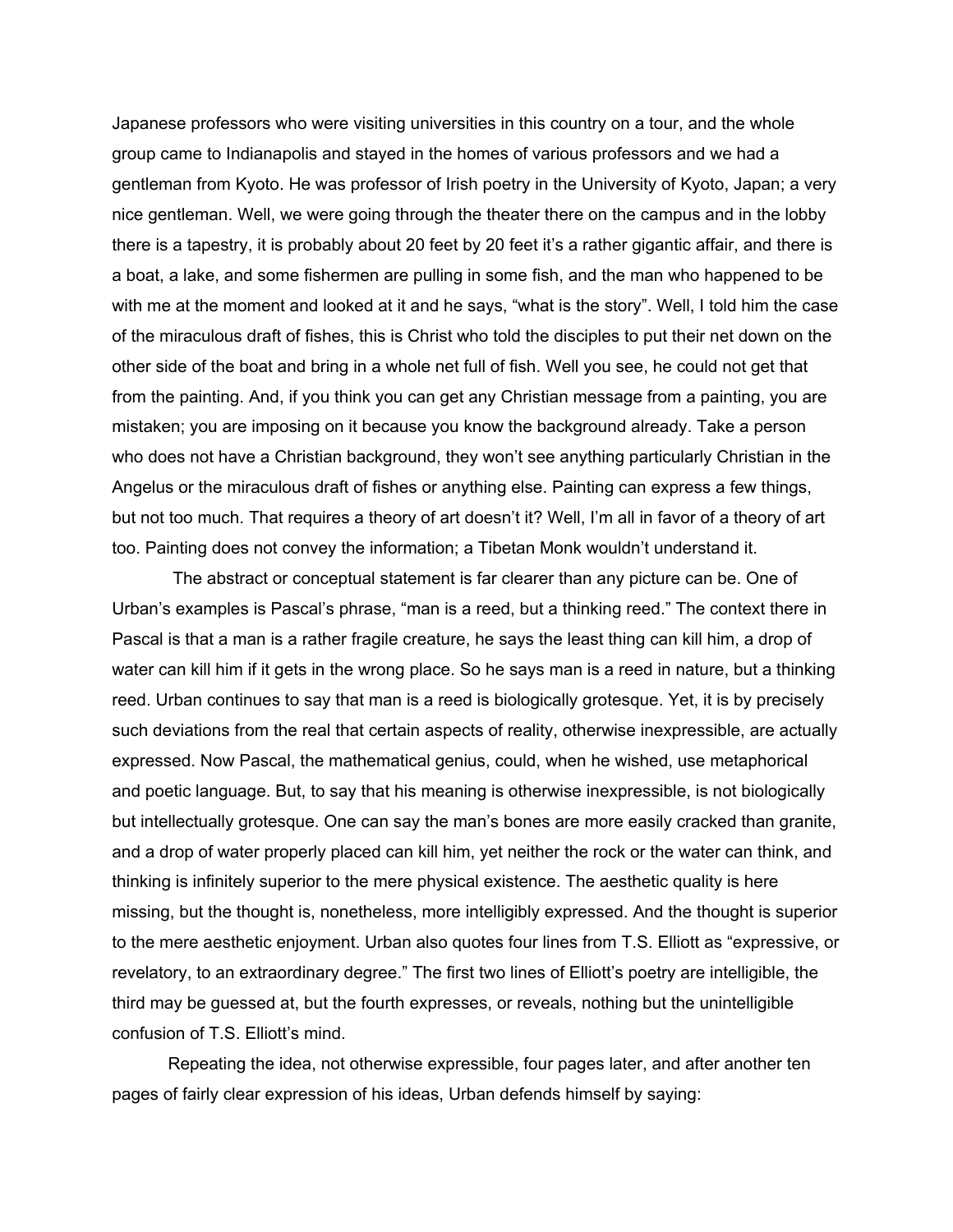Japanese professors who were visiting universities in this country on a tour, and the whole group came to Indianapolis and stayed in the homes of various professors and we had a gentleman from Kyoto. He was professor of Irish poetry in the University of Kyoto, Japan; a very nice gentleman. Well, we were going through the theater there on the campus and in the lobby there is a tapestry, it is probably about 20 feet by 20 feet it's a rather gigantic affair, and there is a boat, a lake, and some fishermen are pulling in some fish, and the man who happened to be with me at the moment and looked at it and he says, "what is the story". Well, I told him the case of the miraculous draft of fishes, this is Christ who told the disciples to put their net down on the other side of the boat and bring in a whole net full of fish. Well you see, he could not get that from the painting. And, if you think you can get any Christian message from a painting, you are mistaken; you are imposing on it because you know the background already. Take a person who does not have a Christian background, they won't see anything particularly Christian in the Angelus or the miraculous draft of fishes or anything else. Painting can express a few things, but not too much. That requires a theory of art doesn't it? Well, I'm all in favor of a theory of art too. Painting does not convey the information; a Tibetan Monk wouldn't understand it.

The abstract or conceptual statement is far clearer than any picture can be. One of Urban's examples is Pascal's phrase, "man is a reed, but a thinking reed." The context there in Pascal is that a man is a rather fragile creature, he says the least thing can kill him, a drop of water can kill him if it gets in the wrong place. So he says man is a reed in nature, but a thinking reed. Urban continues to say that man is a reed is biologically grotesque. Yet, it is by precisely such deviations from the real that certain aspects of reality, otherwise inexpressible, are actually expressed. Now Pascal, the mathematical genius, could, when he wished, use metaphorical and poetic language. But, to say that his meaning is otherwise inexpressible, is not biologically but intellectually grotesque. One can say the man's bones are more easily cracked than granite, and a drop of water properly placed can kill him, yet neither the rock or the water can think, and thinking is infinitely superior to the mere physical existence. The aesthetic quality is here missing, but the thought is, nonetheless, more intelligibly expressed. And the thought is superior to the mere aesthetic enjoyment. Urban also quotes four lines from T.S. Elliott as "expressive, or revelatory, to an extraordinary degree." The first two lines of Elliott's poetry are intelligible, the third may be guessed at, but the fourth expresses, or reveals, nothing but the unintelligible confusion of T.S. Elliott's mind.

Repeating the idea, not otherwise expressible, four pages later, and after another ten pages of fairly clear expression of his ideas, Urban defends himself by saying: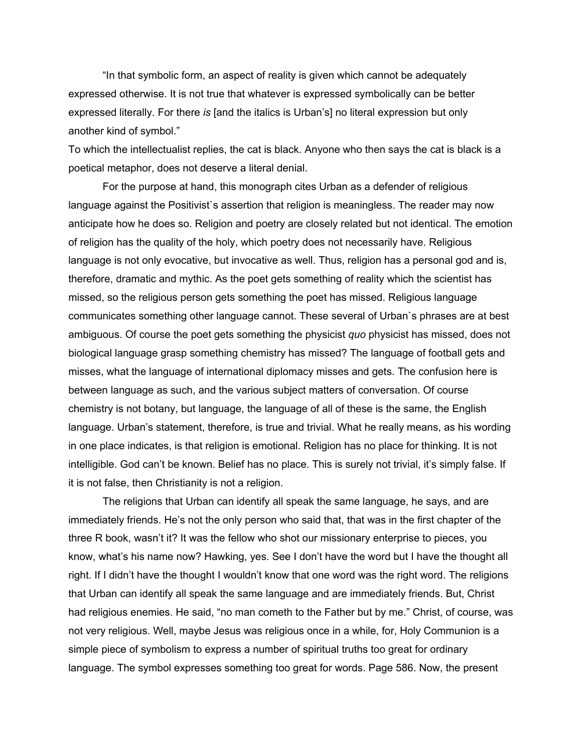“In that symbolic form, an aspect of reality is given which cannot be adequately expressed otherwise. It is not true that whatever is expressed symbolically can be better expressed literally. For there *is* [and the italics is Urban’s] no literal expression but only another kind of symbol.”

To which the intellectualist replies, the cat is black. Anyone who then says the cat is black is a poetical metaphor, does not deserve a literal denial.

For the purpose at hand, this monograph cites Urban as a defender of religious language against the Positivist`s assertion that religion is meaningless. The reader may now anticipate how he does so. Religion and poetry are closely related but not identical. The emotion of religion has the quality of the holy, which poetry does not necessarily have. Religious language is not only evocative, but invocative as well. Thus, religion has a personal god and is, therefore, dramatic and mythic. As the poet gets something of reality which the scientist has missed, so the religious person gets something the poet has missed. Religious language communicates something other language cannot. These several of Urban`s phrases are at best ambiguous. Of course the poet gets something the physicist *quo* physicist has missed, does not biological language grasp something chemistry has missed? The language of football gets and misses, what the language of international diplomacy misses and gets. The confusion here is between language as such, and the various subject matters of conversation. Of course chemistry is not botany, but language, the language of all of these is the same, the English language. Urban’s statement, therefore, is true and trivial. What he really means, as his wording in one place indicates, is that religion is emotional. Religion has no place for thinking. It is not intelligible. God can’t be known. Belief has no place. This is surely not trivial, it’s simply false. If it is not false, then Christianity is not a religion.

The religions that Urban can identify all speak the same language, he says, and are immediately friends. He’s not the only person who said that, that was in the first chapter of the three R book, wasn’t it? It was the fellow who shot our missionary enterprise to pieces, you know, what’s his name now? Hawking, yes. See I don’t have the word but I have the thought all right. If I didn’t have the thought I wouldn’t know that one word was the right word. The religions that Urban can identify all speak the same language and are immediately friends. But, Christ had religious enemies. He said, “no man cometh to the Father but by me.” Christ, of course, was not very religious. Well, maybe Jesus was religious once in a while, for, Holy Communion is a simple piece of symbolism to express a number of spiritual truths too great for ordinary language. The symbol expresses something too great for words. Page 586. Now, the present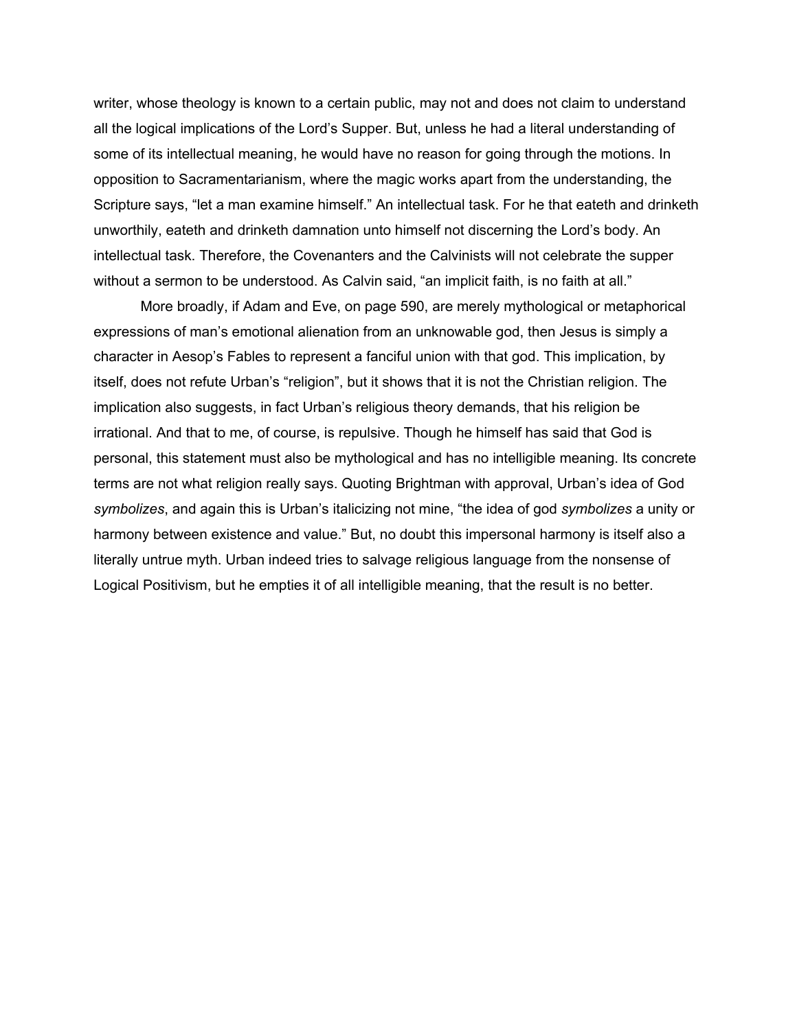writer, whose theology is known to a certain public, may not and does not claim to understand all the logical implications of the Lord's Supper. But, unless he had a literal understanding of some of its intellectual meaning, he would have no reason for going through the motions. In opposition to Sacramentarianism, where the magic works apart from the understanding, the Scripture says, "let a man examine himself." An intellectual task. For he that eateth and drinketh unworthily, eateth and drinketh damnation unto himself not discerning the Lord's body. An intellectual task. Therefore, the Covenanters and the Calvinists will not celebrate the supper without a sermon to be understood. As Calvin said, "an implicit faith, is no faith at all."

More broadly, if Adam and Eve, on page 590, are merely mythological or metaphorical expressions of man's emotional alienation from an unknowable god, then Jesus is simply a character in Aesop's Fables to represent a fanciful union with that god. This implication, by itself, does not refute Urban's "religion", but it shows that it is not the Christian religion. The implication also suggests, in fact Urban's religious theory demands, that his religion be irrational. And that to me, of course, is repulsive. Though he himself has said that God is personal, this statement must also be mythological and has no intelligible meaning. Its concrete terms are not what religion really says. Quoting Brightman with approval, Urban's idea of God *symbolizes*, and again this is Urban's italicizing not mine, "the idea of god *symbolizes* a unity or harmony between existence and value." But, no doubt this impersonal harmony is itself also a literally untrue myth. Urban indeed tries to salvage religious language from the nonsense of Logical Positivism, but he empties it of all intelligible meaning, that the result is no better.